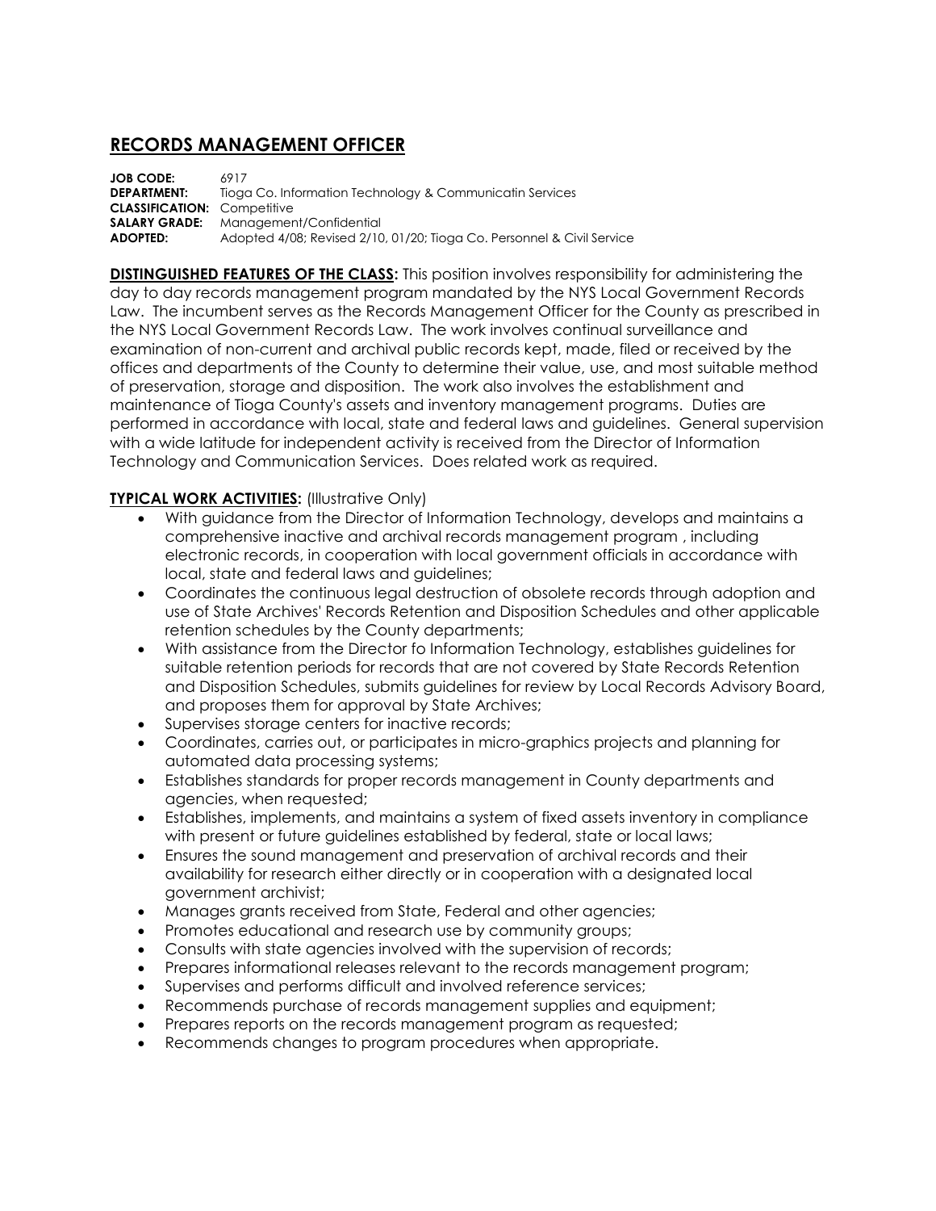## RECORDS MANAGEMENT OFFICER

**JOB CODE:** 6917
**DEPARTMENT:** Tioga Co. Information Technology & Communicatin Services
**CLASSIFICATION:** Competitive
**SALARY GRADE:** Management/Confidential
**ADOPTED:** Adopted 4/08; Revised 2/10, 01/20; Tioga Co. Personnel & Civil Service

**DISTINGUISHED FEATURES OF THE CLASS:** This position involves responsibility for administering the day to day records management program mandated by the NYS Local Government Records Law. The incumbent serves as the Records Management Officer for the County as prescribed in the NYS Local Government Records Law. The work involves continual surveillance and examination of non-current and archival public records kept, made, filed or received by the offices and departments of the County to determine their value, use, and most suitable method of preservation, storage and disposition. The work also involves the establishment and maintenance of Tioga County's assets and inventory management programs. Duties are performed in accordance with local, state and federal laws and guidelines. General supervision with a wide latitude for independent activity is received from the Director of Information Technology and Communication Services. Does related work as required.

**TYPICAL WORK ACTIVITIES:** (Illustrative Only)

- With guidance from the Director of Information Technology, develops and maintains a comprehensive inactive and archival records management program , including electronic records, in cooperation with local government officials in accordance with local, state and federal laws and guidelines;
- Coordinates the continuous legal destruction of obsolete records through adoption and use of State Archives' Records Retention and Disposition Schedules and other applicable retention schedules by the County departments;
- With assistance from the Director fo Information Technology, establishes guidelines for suitable retention periods for records that are not covered by State Records Retention and Disposition Schedules, submits guidelines for review by Local Records Advisory Board, and proposes them for approval by State Archives;
- Supervises storage centers for inactive records;
- Coordinates, carries out, or participates in micro-graphics projects and planning for automated data processing systems;
- Establishes standards for proper records management in County departments and agencies, when requested;
- Establishes, implements, and maintains a system of fixed assets inventory in compliance with present or future guidelines established by federal, state or local laws;
- Ensures the sound management and preservation of archival records and their availability for research either directly or in cooperation with a designated local government archivist;
- Manages grants received from State, Federal and other agencies;
- Promotes educational and research use by community groups;
- Consults with state agencies involved with the supervision of records;
- Prepares informational releases relevant to the records management program;
- Supervises and performs difficult and involved reference services;
- Recommends purchase of records management supplies and equipment;
- Prepares reports on the records management program as requested;
- Recommends changes to program procedures when appropriate.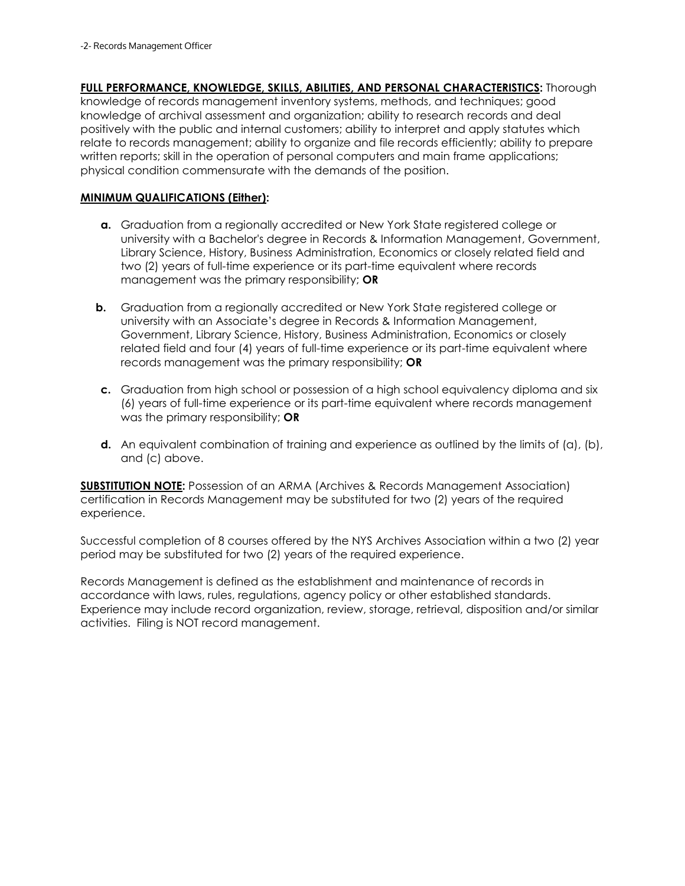**FULL PERFORMANCE, KNOWLEDGE, SKILLS, ABILITIES, AND PERSONAL CHARACTERISTICS:** Thorough knowledge of records management inventory systems, methods, and techniques; good knowledge of archival assessment and organization; ability to research records and deal positively with the public and internal customers; ability to interpret and apply statutes which relate to records management; ability to organize and file records efficiently; ability to prepare written reports; skill in the operation of personal computers and main frame applications; physical condition commensurate with the demands of the position.

**MINIMUM QUALIFICATIONS (Either):**

**a.** Graduation from a regionally accredited or New York State registered college or university with a Bachelor's degree in Records & Information Management, Government, Library Science, History, Business Administration, Economics or closely related field and two (2) years of full-time experience or its part-time equivalent where records management was the primary responsibility; **OR**

**b.** Graduation from a regionally accredited or New York State registered college or university with an Associate's degree in Records & Information Management, Government, Library Science, History, Business Administration, Economics or closely related field and four (4) years of full-time experience or its part-time equivalent where records management was the primary responsibility; **OR**

**c.** Graduation from high school or possession of a high school equivalency diploma and six (6) years of full-time experience or its part-time equivalent where records management was the primary responsibility; **OR**

**d.** An equivalent combination of training and experience as outlined by the limits of (a), (b), and (c) above.

**SUBSTITUTION NOTE:** Possession of an ARMA (Archives & Records Management Association) certification in Records Management may be substituted for two (2) years of the required experience.

Successful completion of 8 courses offered by the NYS Archives Association within a two (2) year period may be substituted for two (2) years of the required experience.

Records Management is defined as the establishment and maintenance of records in accordance with laws, rules, regulations, agency policy or other established standards. Experience may include record organization, review, storage, retrieval, disposition and/or similar activities. Filing is NOT record management.